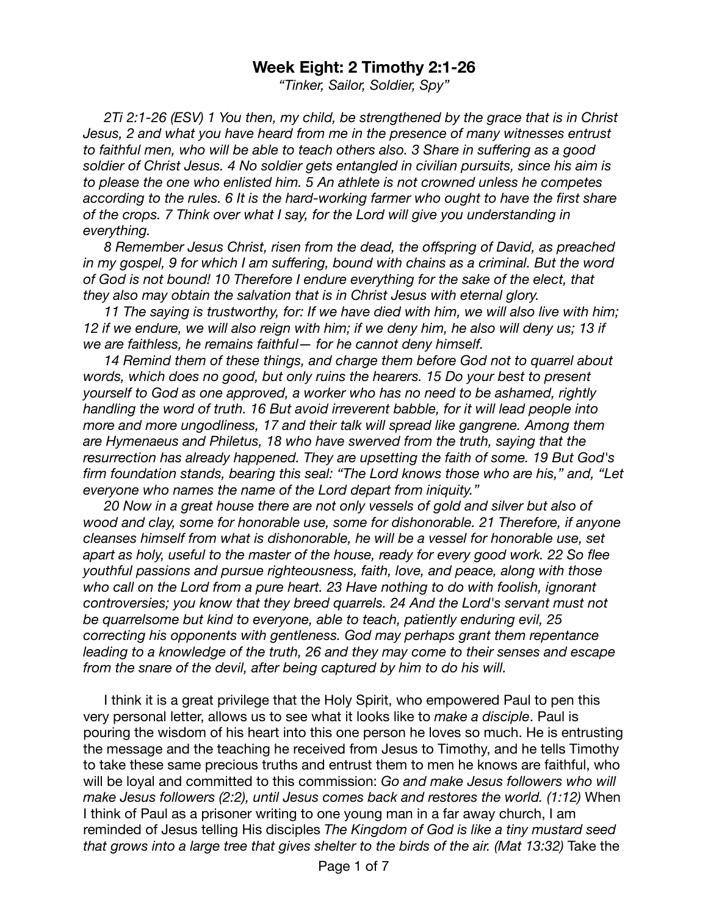# Week Eight: 2 Timothy 2:1-26

*"Tinker, Sailor, Soldier, Spy"*

*2Ti 2:1-26 (ESV) 1 You then, my child, be strengthened by the grace that is in Christ Jesus, 2 and what you have heard from me in the presence of many witnesses entrust to faithful men, who will be able to teach others also. 3 Share in suffering as a good soldier of Christ Jesus. 4 No soldier gets entangled in civilian pursuits, since his aim is to please the one who enlisted him. 5 An athlete is not crowned unless he competes according to the rules. 6 It is the hard-working farmer who ought to have the first share of the crops. 7 Think over what I say, for the Lord will give you understanding in everything.*

*8 Remember Jesus Christ, risen from the dead, the offspring of David, as preached in my gospel, 9 for which I am suffering, bound with chains as a criminal. But the word of God is not bound! 10 Therefore I endure everything for the sake of the elect, that they also may obtain the salvation that is in Christ Jesus with eternal glory.*

*11 The saying is trustworthy, for: If we have died with him, we will also live with him; 12 if we endure, we will also reign with him; if we deny him, he also will deny us; 13 if we are faithless, he remains faithful— for he cannot deny himself.*

*14 Remind them of these things, and charge them before God not to quarrel about words, which does no good, but only ruins the hearers. 15 Do your best to present yourself to God as one approved, a worker who has no need to be ashamed, rightly handling the word of truth. 16 But avoid irreverent babble, for it will lead people into more and more ungodliness, 17 and their talk will spread like gangrene. Among them are Hymenaeus and Philetus, 18 who have swerved from the truth, saying that the resurrection has already happened. They are upsetting the faith of some. 19 But God's firm foundation stands, bearing this seal: "The Lord knows those who are his," and, "Let everyone who names the name of the Lord depart from iniquity."*

*20 Now in a great house there are not only vessels of gold and silver but also of wood and clay, some for honorable use, some for dishonorable. 21 Therefore, if anyone cleanses himself from what is dishonorable, he will be a vessel for honorable use, set apart as holy, useful to the master of the house, ready for every good work. 22 So flee youthful passions and pursue righteousness, faith, love, and peace, along with those who call on the Lord from a pure heart. 23 Have nothing to do with foolish, ignorant controversies; you know that they breed quarrels. 24 And the Lord's servant must not be quarrelsome but kind to everyone, able to teach, patiently enduring evil, 25 correcting his opponents with gentleness. God may perhaps grant them repentance leading to a knowledge of the truth, 26 and they may come to their senses and escape from the snare of the devil, after being captured by him to do his will.*

I think it is a great privilege that the Holy Spirit, who empowered Paul to pen this very personal letter, allows us to see what it looks like to *make a disciple*. Paul is pouring the wisdom of his heart into this one person he loves so much. He is entrusting the message and the teaching he received from Jesus to Timothy, and he tells Timothy to take these same precious truths and entrust them to men he knows are faithful, who will be loyal and committed to this commission: *Go and make Jesus followers who will make Jesus followers (2:2), until Jesus comes back and restores the world. (1:12)* When I think of Paul as a prisoner writing to one young man in a far away church, I am reminded of Jesus telling His disciples *The Kingdom of God is like a tiny mustard seed that grows into a large tree that gives shelter to the birds of the air. (Mat 13:32)* Take the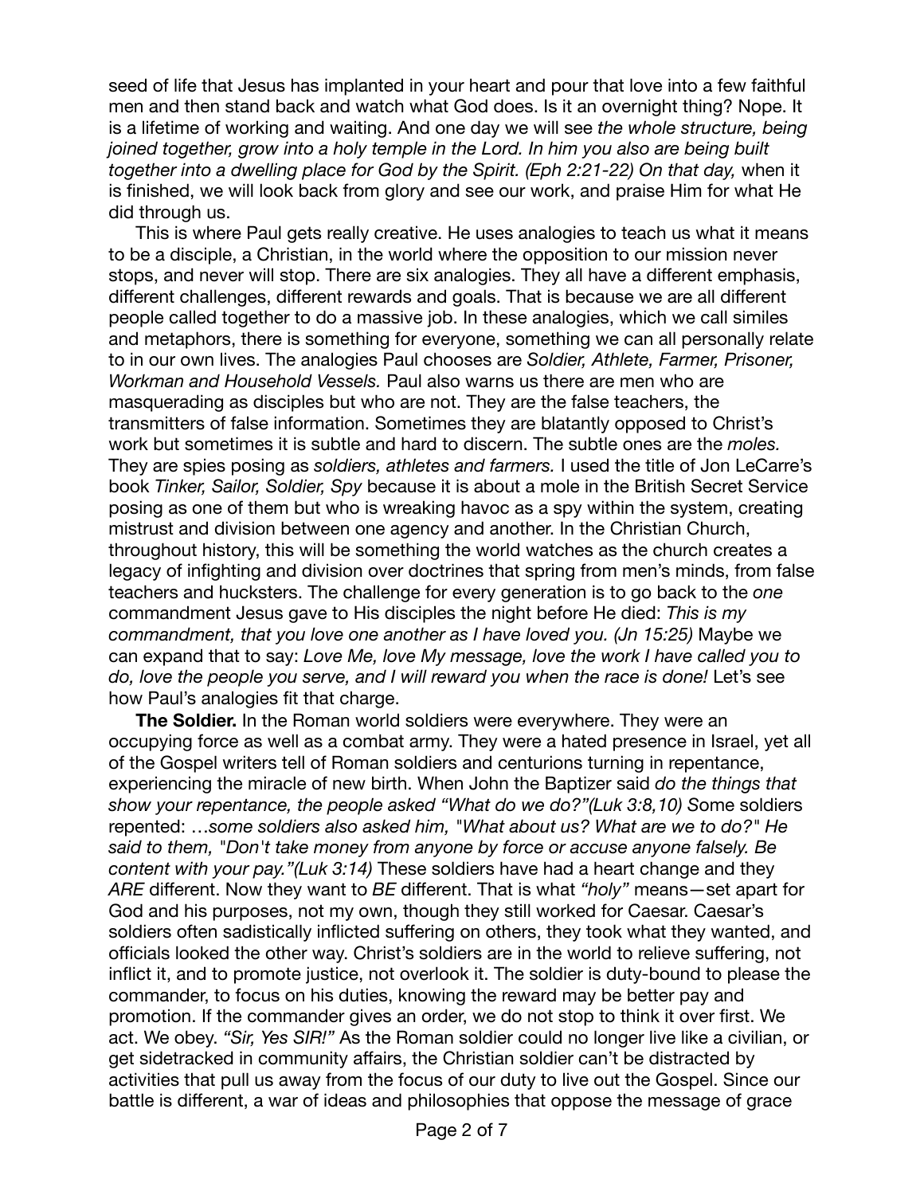seed of life that Jesus has implanted in your heart and pour that love into a few faithful men and then stand back and watch what God does. Is it an overnight thing? Nope. It is a lifetime of working and waiting. And one day we will see *the whole structure, being joined together, grow into a holy temple in the Lord. In him you also are being built together into a dwelling place for God by the Spirit. (Eph 2:21-22) On that day,* when it is finished, we will look back from glory and see our work, and praise Him for what He did through us.

This is where Paul gets really creative. He uses analogies to teach us what it means to be a disciple, a Christian, in the world where the opposition to our mission never stops, and never will stop. There are six analogies. They all have a different emphasis, different challenges, different rewards and goals. That is because we are all different people called together to do a massive job. In these analogies, which we call similes and metaphors, there is something for everyone, something we can all personally relate to in our own lives. The analogies Paul chooses are *Soldier, Athlete, Farmer, Prisoner, Workman and Household Vessels.* Paul also warns us there are men who are masquerading as disciples but who are not. They are the false teachers, the transmitters of false information. Sometimes they are blatantly opposed to Christ's work but sometimes it is subtle and hard to discern. The subtle ones are the *moles.* They are spies posing as *soldiers, athletes and farmers.* I used the title of Jon LeCarre's book *Tinker, Sailor, Soldier, Spy* because it is about a mole in the British Secret Service posing as one of them but who is wreaking havoc as a spy within the system, creating mistrust and division between one agency and another. In the Christian Church, throughout history, this will be something the world watches as the church creates a legacy of infighting and division over doctrines that spring from men's minds, from false teachers and hucksters. The challenge for every generation is to go back to the *one* commandment Jesus gave to His disciples the night before He died: *This is my commandment, that you love one another as I have loved you. (Jn 15:25)* Maybe we can expand that to say: *Love Me, love My message, love the work I have called you to do, love the people you serve, and I will reward you when the race is done!* Let's see how Paul's analogies fit that charge.

**The Soldier.** In the Roman world soldiers were everywhere. They were an occupying force as well as a combat army. They were a hated presence in Israel, yet all of the Gospel writers tell of Roman soldiers and centurions turning in repentance, experiencing the miracle of new birth. When John the Baptizer said *do the things that show your repentance, the people asked "What do we do?"(Luk 3:8,10)* Some soldiers repented: …*some soldiers also asked him, "What about us? What are we to do?" He said to them, "Don't take money from anyone by force or accuse anyone falsely. Be content with your pay."(Luk 3:14)* These soldiers have had a heart change and they *ARE* different. Now they want to *BE* different. That is what *"holy"* means—set apart for God and his purposes, not my own, though they still worked for Caesar. Caesar's soldiers often sadistically inflicted suffering on others, they took what they wanted, and officials looked the other way. Christ's soldiers are in the world to relieve suffering, not inflict it, and to promote justice, not overlook it. The soldier is duty-bound to please the commander, to focus on his duties, knowing the reward may be better pay and promotion. If the commander gives an order, we do not stop to think it over first. We act. We obey. *"Sir, Yes SIR!"* As the Roman soldier could no longer live like a civilian, or get sidetracked in community affairs, the Christian soldier can't be distracted by activities that pull us away from the focus of our duty to live out the Gospel. Since our battle is different, a war of ideas and philosophies that oppose the message of grace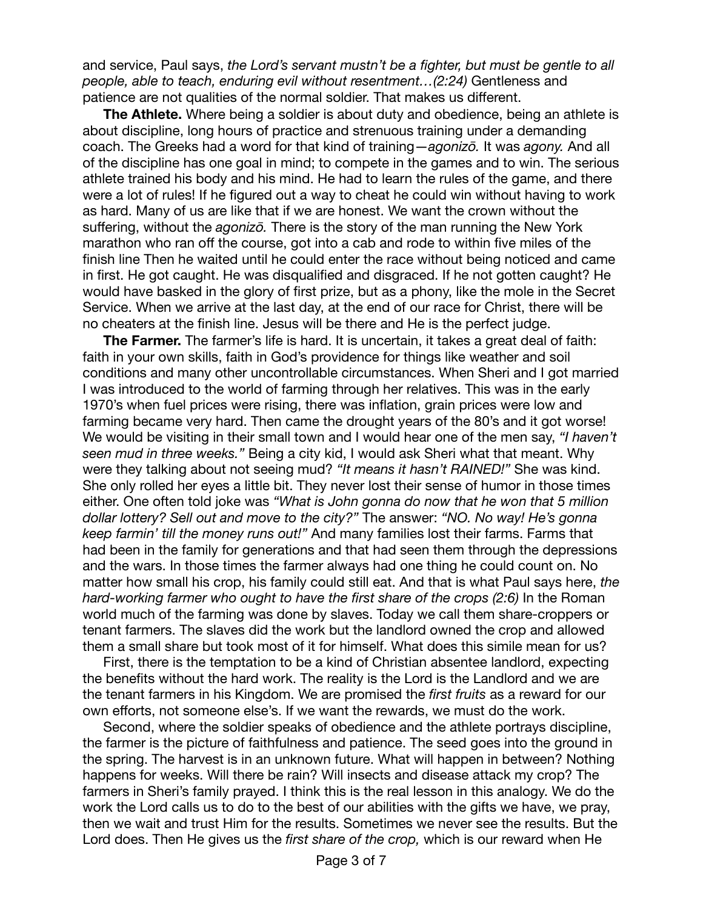and service, Paul says, *the Lord's servant mustn't be a fighter, but must be gentle to all people, able to teach, enduring evil without resentment…(2:24)* Gentleness and patience are not qualities of the normal soldier. That makes us different.

**The Athlete.** Where being a soldier is about duty and obedience, being an athlete is about discipline, long hours of practice and strenuous training under a demanding coach. The Greeks had a word for that kind of training—*agonizō.* It was *agony.* And all of the discipline has one goal in mind; to compete in the games and to win. The serious athlete trained his body and his mind. He had to learn the rules of the game, and there were a lot of rules! If he figured out a way to cheat he could win without having to work as hard. Many of us are like that if we are honest. We want the crown without the suffering, without the *agonizō.* There is the story of the man running the New York marathon who ran off the course, got into a cab and rode to within five miles of the finish line Then he waited until he could enter the race without being noticed and came in first. He got caught. He was disqualified and disgraced. If he not gotten caught? He would have basked in the glory of first prize, but as a phony, like the mole in the Secret Service. When we arrive at the last day, at the end of our race for Christ, there will be no cheaters at the finish line. Jesus will be there and He is the perfect judge.

**The Farmer.** The farmer's life is hard. It is uncertain, it takes a great deal of faith: faith in your own skills, faith in God's providence for things like weather and soil conditions and many other uncontrollable circumstances. When Sheri and I got married I was introduced to the world of farming through her relatives. This was in the early 1970's when fuel prices were rising, there was inflation, grain prices were low and farming became very hard. Then came the drought years of the 80's and it got worse! We would be visiting in their small town and I would hear one of the men say, *"I haven't seen mud in three weeks."* Being a city kid, I would ask Sheri what that meant. Why were they talking about not seeing mud? *"It means it hasn't RAINED!"* She was kind. She only rolled her eyes a little bit. They never lost their sense of humor in those times either. One often told joke was *"What is John gonna do now that he won that 5 million dollar lottery? Sell out and move to the city?"* The answer: *"NO. No way! He's gonna keep farmin' till the money runs out!"* And many families lost their farms. Farms that had been in the family for generations and that had seen them through the depressions and the wars. In those times the farmer always had one thing he could count on. No matter how small his crop, his family could still eat. And that is what Paul says here, *the hard-working farmer who ought to have the first share of the crops (2:6)* In the Roman world much of the farming was done by slaves. Today we call them share-croppers or tenant farmers. The slaves did the work but the landlord owned the crop and allowed them a small share but took most of it for himself. What does this simile mean for us?

First, there is the temptation to be a kind of Christian absentee landlord, expecting the benefits without the hard work. The reality is the Lord is the Landlord and we are the tenant farmers in his Kingdom. We are promised the *first fruits* as a reward for our own efforts, not someone else's. If we want the rewards, we must do the work.

Second, where the soldier speaks of obedience and the athlete portrays discipline, the farmer is the picture of faithfulness and patience. The seed goes into the ground in the spring. The harvest is in an unknown future. What will happen in between? Nothing happens for weeks. Will there be rain? Will insects and disease attack my crop? The farmers in Sheri's family prayed. I think this is the real lesson in this analogy. We do the work the Lord calls us to do to the best of our abilities with the gifts we have, we pray, then we wait and trust Him for the results. Sometimes we never see the results. But the Lord does. Then He gives us the *first share of the crop,* which is our reward when He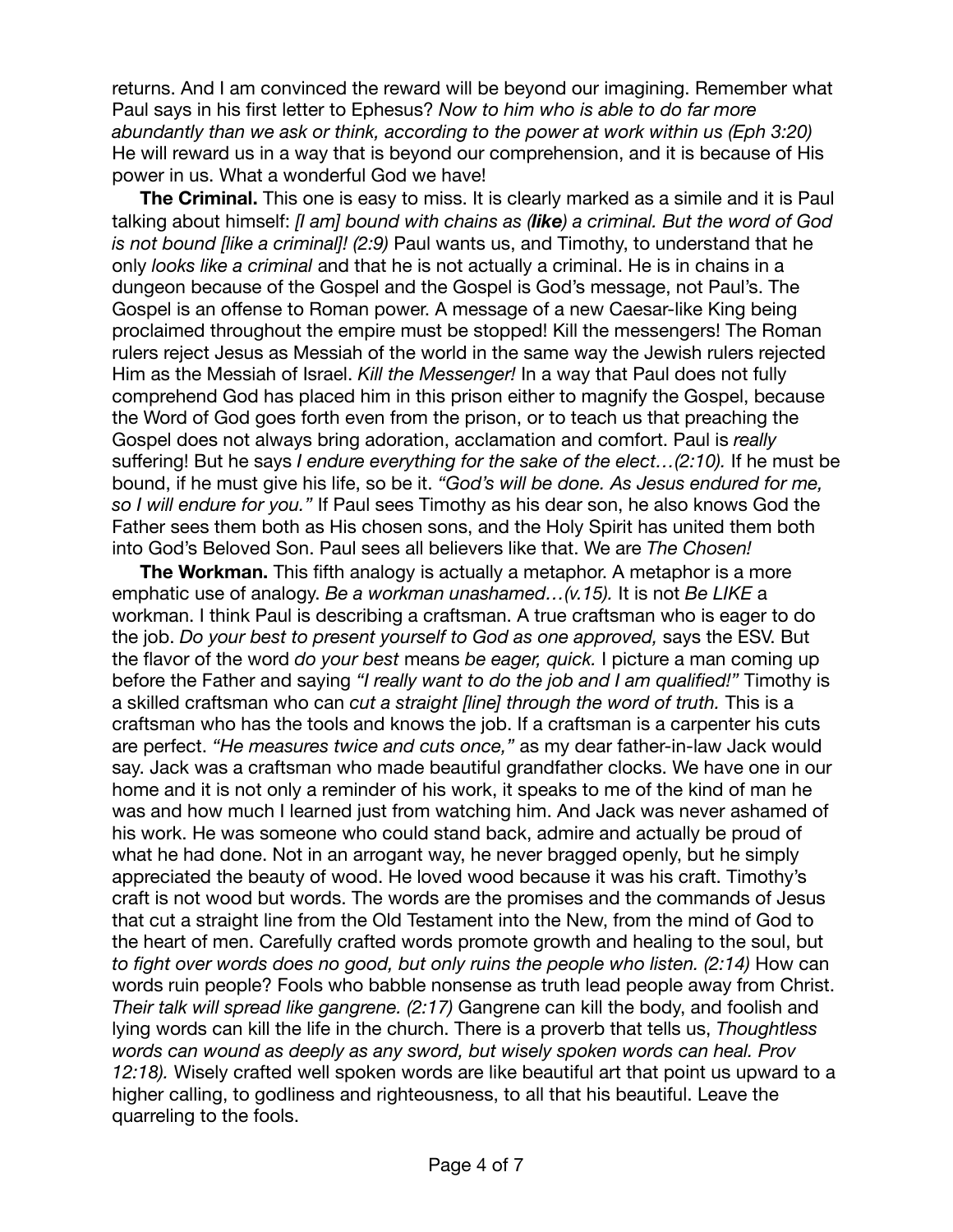returns. And I am convinced the reward will be beyond our imagining. Remember what Paul says in his first letter to Ephesus? *Now to him who is able to do far more abundantly than we ask or think, according to the power at work within us (Eph 3:20)* He will reward us in a way that is beyond our comprehension, and it is because of His power in us. What a wonderful God we have!

**The Criminal.** This one is easy to miss. It is clearly marked as a simile and it is Paul talking about himself: *[I am] bound with chains as (**like**) a criminal. But the word of God is not bound [like a criminal]! (2:9)* Paul wants us, and Timothy, to understand that he only *looks like a criminal* and that he is not actually a criminal. He is in chains in a dungeon because of the Gospel and the Gospel is God's message, not Paul's. The Gospel is an offense to Roman power. A message of a new Caesar-like King being proclaimed throughout the empire must be stopped! Kill the messengers! The Roman rulers reject Jesus as Messiah of the world in the same way the Jewish rulers rejected Him as the Messiah of Israel. *Kill the Messenger!* In a way that Paul does not fully comprehend God has placed him in this prison either to magnify the Gospel, because the Word of God goes forth even from the prison, or to teach us that preaching the Gospel does not always bring adoration, acclamation and comfort. Paul is *really* suffering! But he says *I endure everything for the sake of the elect…(2:10).* If he must be bound, if he must give his life, so be it. *"God's will be done. As Jesus endured for me, so I will endure for you."* If Paul sees Timothy as his dear son, he also knows God the Father sees them both as His chosen sons, and the Holy Spirit has united them both into God's Beloved Son. Paul sees all believers like that. We are *The Chosen!*

**The Workman.** This fifth analogy is actually a metaphor. A metaphor is a more emphatic use of analogy. *Be a workman unashamed…(v.15).* It is not *Be LIKE* a workman. I think Paul is describing a craftsman. A true craftsman who is eager to do the job. *Do your best to present yourself to God as one approved,* says the ESV. But the flavor of the word *do your best* means *be eager, quick.* I picture a man coming up before the Father and saying *"I really want to do the job and I am qualified!"* Timothy is a skilled craftsman who can *cut a straight [line] through the word of truth.* This is a craftsman who has the tools and knows the job. If a craftsman is a carpenter his cuts are perfect. *"He measures twice and cuts once,"* as my dear father-in-law Jack would say. Jack was a craftsman who made beautiful grandfather clocks. We have one in our home and it is not only a reminder of his work, it speaks to me of the kind of man he was and how much I learned just from watching him. And Jack was never ashamed of his work. He was someone who could stand back, admire and actually be proud of what he had done. Not in an arrogant way, he never bragged openly, but he simply appreciated the beauty of wood. He loved wood because it was his craft. Timothy's craft is not wood but words. The words are the promises and the commands of Jesus that cut a straight line from the Old Testament into the New, from the mind of God to the heart of men. Carefully crafted words promote growth and healing to the soul, but *to fight over words does no good, but only ruins the people who listen. (2:14)* How can words ruin people? Fools who babble nonsense as truth lead people away from Christ. *Their talk will spread like gangrene. (2:17)* Gangrene can kill the body, and foolish and lying words can kill the life in the church. There is a proverb that tells us, *Thoughtless words can wound as deeply as any sword, but wisely spoken words can heal. Prov 12:18).* Wisely crafted well spoken words are like beautiful art that point us upward to a higher calling, to godliness and righteousness, to all that his beautiful. Leave the quarreling to the fools.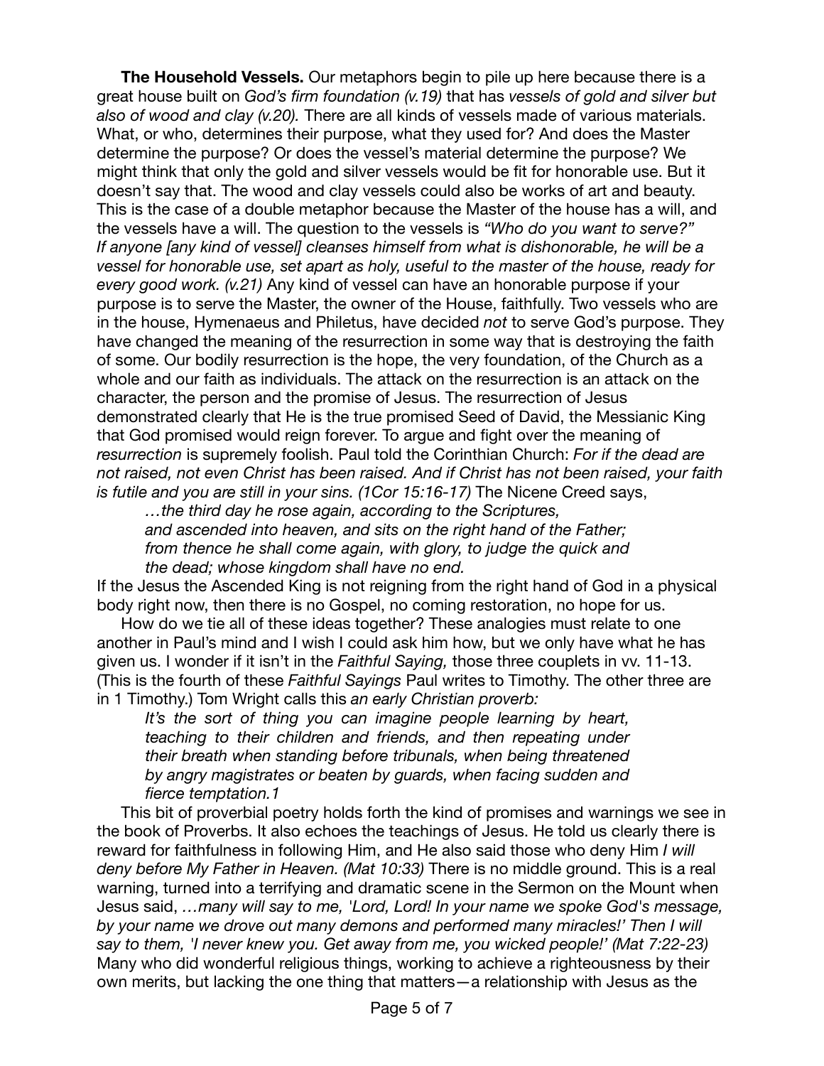**The Household Vessels.** Our metaphors begin to pile up here because there is a great house built on *God's firm foundation (v.19)* that has *vessels of gold and silver but also of wood and clay (v.20).* There are all kinds of vessels made of various materials. What, or who, determines their purpose, what they used for? And does the Master determine the purpose? Or does the vessel's material determine the purpose? We might think that only the gold and silver vessels would be fit for honorable use. But it doesn't say that. The wood and clay vessels could also be works of art and beauty. This is the case of a double metaphor because the Master of the house has a will, and the vessels have a will. The question to the vessels is *"Who do you want to serve?" If anyone [any kind of vessel] cleanses himself from what is dishonorable, he will be a vessel for honorable use, set apart as holy, useful to the master of the house, ready for every good work. (v.21)* Any kind of vessel can have an honorable purpose if your purpose is to serve the Master, the owner of the House, faithfully. Two vessels who are in the house, Hymenaeus and Philetus, have decided *not* to serve God's purpose. They have changed the meaning of the resurrection in some way that is destroying the faith of some. Our bodily resurrection is the hope, the very foundation, of the Church as a whole and our faith as individuals. The attack on the resurrection is an attack on the character, the person and the promise of Jesus. The resurrection of Jesus demonstrated clearly that He is the true promised Seed of David, the Messianic King that God promised would reign forever. To argue and fight over the meaning of *resurrection* is supremely foolish. Paul told the Corinthian Church: *For if the dead are not raised, not even Christ has been raised. And if Christ has not been raised, your faith is futile and you are still in your sins. (1Cor 15:16-17)* The Nicene Creed says,

> *…the third day he rose again, according to the Scriptures,*
> *and ascended into heaven, and sits on the right hand of the Father;*
> *from thence he shall come again, with glory, to judge the quick and*
> *the dead; whose kingdom shall have no end.*

If the Jesus the Ascended King is not reigning from the right hand of God in a physical body right now, then there is no Gospel, no coming restoration, no hope for us.

How do we tie all of these ideas together? These analogies must relate to one another in Paul's mind and I wish I could ask him how, but we only have what he has given us. I wonder if it isn't in the *Faithful Saying,* those three couplets in vv. 11-13. (This is the fourth of these *Faithful Sayings* Paul writes to Timothy. The other three are in 1 Timothy.) Tom Wright calls this *an early Christian proverb:*

> *It's the sort of thing you can imagine people learning by heart, teaching to their children and friends, and then repeating under their breath when standing before tribunals, when being threatened by angry magistrates or beaten by guards, when facing sudden and fierce temptation.*[1]

This bit of proverbial poetry holds forth the kind of promises and warnings we see in the book of Proverbs. It also echoes the teachings of Jesus. He told us clearly there is reward for faithfulness in following Him, and He also said those who deny Him *I will deny before My Father in Heaven. (Mat 10:33)* There is no middle ground. This is a real warning, turned into a terrifying and dramatic scene in the Sermon on the Mount when Jesus said, *…many will say to me, 'Lord, Lord! In your name we spoke God's message, by your name we drove out many demons and performed many miracles!' Then I will say to them, 'I never knew you. Get away from me, you wicked people!' (Mat 7:22-23)* Many who did wonderful religious things, working to achieve a righteousness by their own merits, but lacking the one thing that matters—a relationship with Jesus as the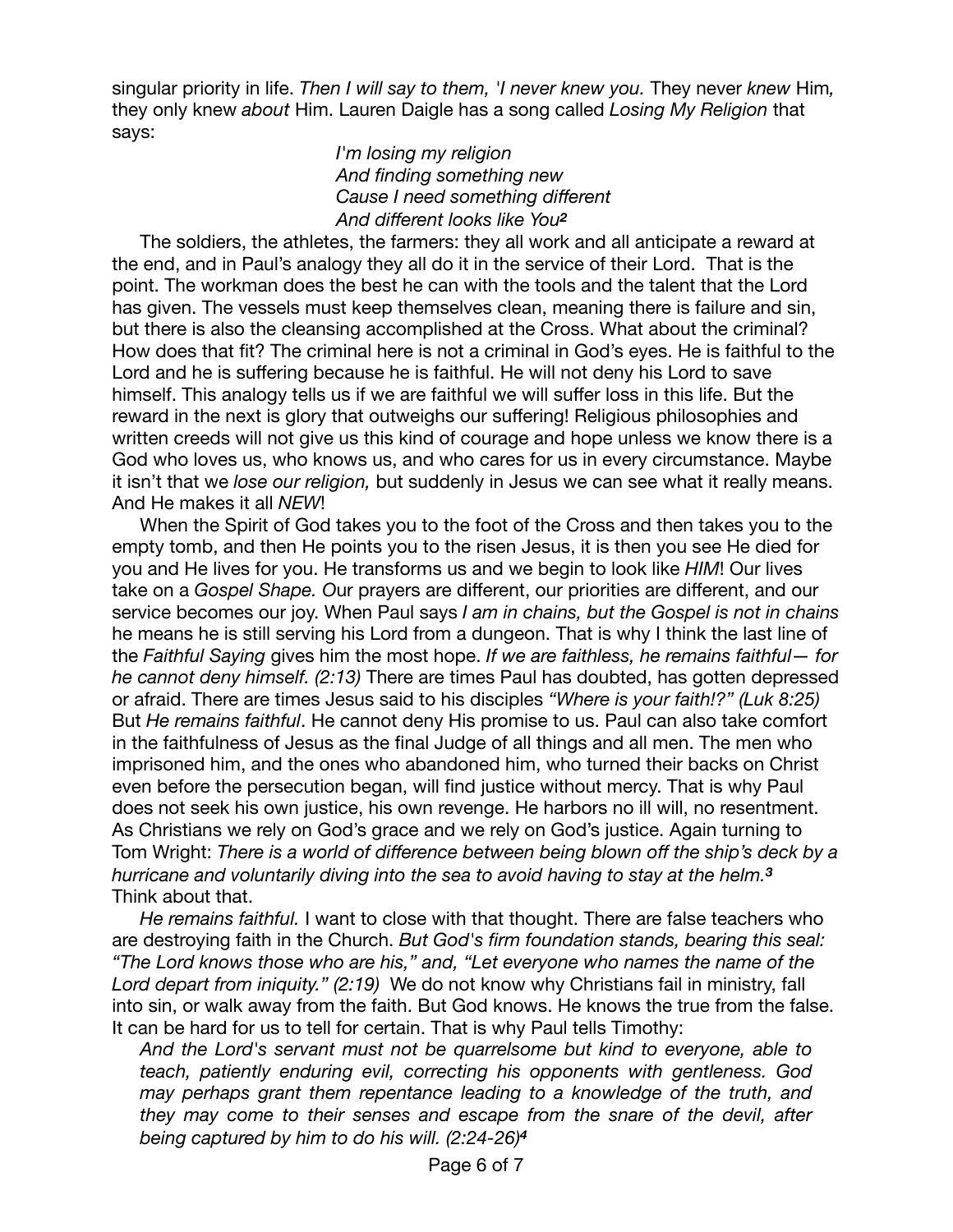singular priority in life. *Then I will say to them, 'I never knew you.* They never *knew* Him*,* they only knew *about* Him. Lauren Daigle has a song called *Losing My Religion* that says:

> *I'm losing my religion*
> *And finding something new*
> *Cause I need something different*
> *And different looks like You*[2]

The soldiers, the athletes, the farmers: they all work and all anticipate a reward at the end, and in Paul's analogy they all do it in the service of their Lord. That is the point. The workman does the best he can with the tools and the talent that the Lord has given. The vessels must keep themselves clean, meaning there is failure and sin, but there is also the cleansing accomplished at the Cross. What about the criminal? How does that fit? The criminal here is not a criminal in God's eyes. He is faithful to the Lord and he is suffering because he is faithful. He will not deny his Lord to save himself. This analogy tells us if we are faithful we will suffer loss in this life. But the reward in the next is glory that outweighs our suffering! Religious philosophies and written creeds will not give us this kind of courage and hope unless we know there is a God who loves us, who knows us, and who cares for us in every circumstance. Maybe it isn't that we *lose our religion,* but suddenly in Jesus we can see what it really means. And He makes it all *NEW*!

When the Spirit of God takes you to the foot of the Cross and then takes you to the empty tomb, and then He points you to the risen Jesus, it is then you see He died for you and He lives for you. He transforms us and we begin to look like *HIM*! Our lives take on a *Gospel Shape. O*ur prayers are different, our priorities are different, and our service becomes our joy. When Paul says *I am in chains, but the Gospel is not in chains* he means he is still serving his Lord from a dungeon. That is why I think the last line of the *Faithful Saying* gives him the most hope. *If we are faithless, he remains faithful— for he cannot deny himself. (2:13)* There are times Paul has doubted, has gotten depressed or afraid. There are times Jesus said to his disciples *"Where is your faith!?" (Luk 8:25)* But *He remains faithful*. He cannot deny His promise to us. Paul can also take comfort in the faithfulness of Jesus as the final Judge of all things and all men. The men who imprisoned him, and the ones who abandoned him, who turned their backs on Christ even before the persecution began, will find justice without mercy. That is why Paul does not seek his own justice, his own revenge. He harbors no ill will, no resentment. As Christians we rely on God's grace and we rely on God's justice. Again turning to Tom Wright: *There is a world of difference between being blown off the ship's deck by a hurricane and voluntarily diving into the sea to avoid having to stay at the helm.*[3] Think about that.

*He remains faithful.* I want to close with that thought. There are false teachers who are destroying faith in the Church. *But God's firm foundation stands, bearing this seal: "The Lord knows those who are his," and, "Let everyone who names the name of the Lord depart from iniquity." (2:19)* We do not know why Christians fail in ministry, fall into sin, or walk away from the faith. But God knows. He knows the true from the false. It can be hard for us to tell for certain. That is why Paul tells Timothy:

> *And the Lord's servant must not be quarrelsome but kind to everyone, able to teach, patiently enduring evil, correcting his opponents with gentleness. God may perhaps grant them repentance leading to a knowledge of the truth, and they may come to their senses and escape from the snare of the devil, after being captured by him to do his will. (2:24-26)*[4]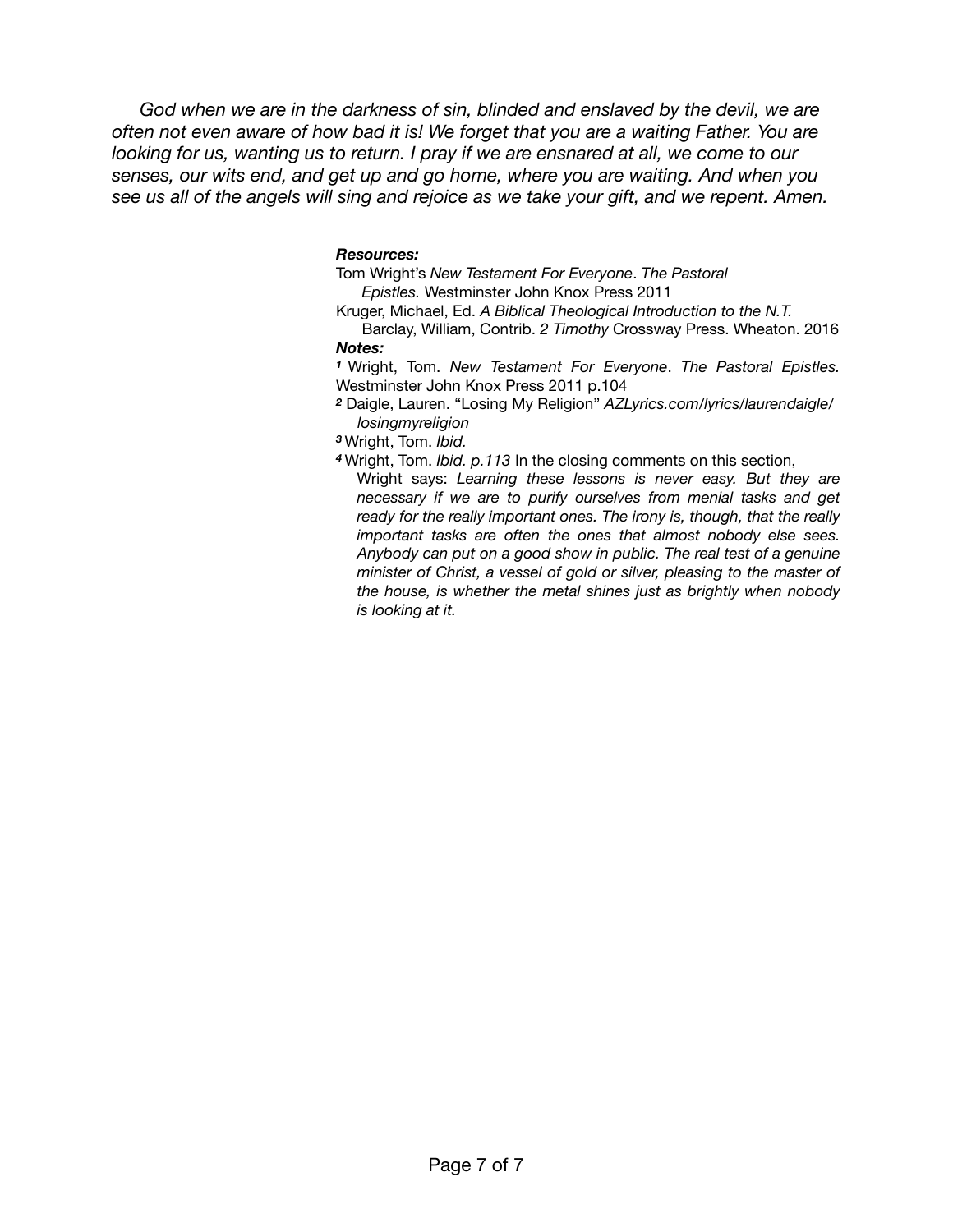*God when we are in the darkness of sin, blinded and enslaved by the devil, we are often not even aware of how bad it is! We forget that you are a waiting Father. You are looking for us, wanting us to return. I pray if we are ensnared at all, we come to our senses, our wits end, and get up and go home, where you are waiting. And when you see us all of the angels will sing and rejoice as we take your gift, and we repent. Amen.*

***Resources:***

Tom Wright's *New Testament For Everyone*. *The Pastoral Epistles.* Westminster John Knox Press 2011

Kruger, Michael, Ed. *A Biblical Theological Introduction to the N.T.* Barclay, William, Contrib. *2 Timothy* Crossway Press. Wheaton. 2016

***Notes:***

[1] Wright, Tom. *New Testament For Everyone*. *The Pastoral Epistles.* Westminster John Knox Press 2011 p.104

[2] Daigle, Lauren. "Losing My Religion" *AZLyrics.com/lyrics/laurendaigle/losingmyreligion*

[3] Wright, Tom. *Ibid.*

[4] Wright, Tom. *Ibid. p.113* In the closing comments on this section, Wright says: *Learning these lessons is never easy. But they are necessary if we are to purify ourselves from menial tasks and get ready for the really important ones. The irony is, though, that the really important tasks are often the ones that almost nobody else sees. Anybody can put on a good show in public. The real test of a genuine minister of Christ, a vessel of gold or silver, pleasing to the master of the house, is whether the metal shines just as brightly when nobody is looking at it.*